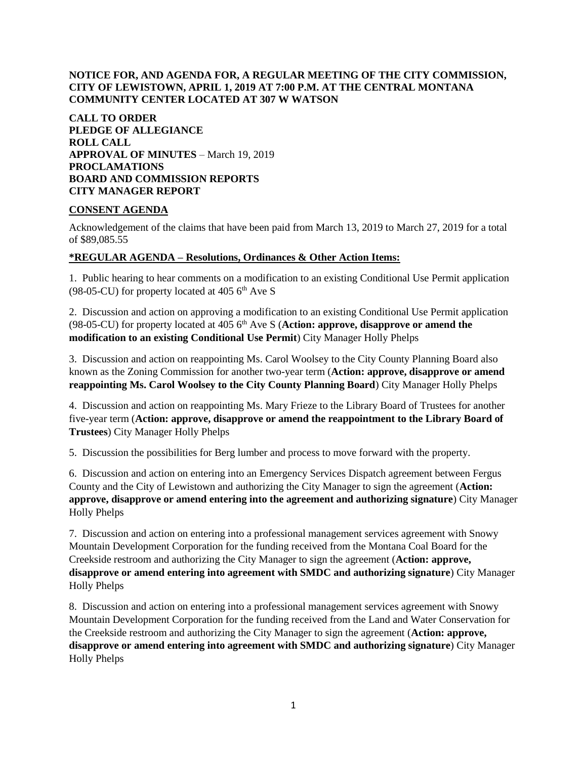**NOTICE FOR, AND AGENDA FOR, A REGULAR MEETING OF THE CITY COMMISSION, CITY OF LEWISTOWN, APRIL 1, 2019 AT 7:00 P.M. AT THE CENTRAL MONTANA COMMUNITY CENTER LOCATED AT 307 W WATSON**

**CALL TO ORDER**
**PLEDGE OF ALLEGIANCE**
**ROLL CALL**
**APPROVAL OF MINUTES** – March 19, 2019
**PROCLAMATIONS**
**BOARD AND COMMISSION REPORTS**
**CITY MANAGER REPORT**

**CONSENT AGENDA**

Acknowledgement of the claims that have been paid from March 13, 2019 to March 27, 2019 for a total of $89,085.55

**\*REGULAR AGENDA – Resolutions, Ordinances & Other Action Items:**

1. Public hearing to hear comments on a modification to an existing Conditional Use Permit application (98-05-CU) for property located at 405 6th Ave S

2. Discussion and action on approving a modification to an existing Conditional Use Permit application (98-05-CU) for property located at 405 6th Ave S (**Action: approve, disapprove or amend the modification to an existing Conditional Use Permit**) City Manager Holly Phelps

3. Discussion and action on reappointing Ms. Carol Woolsey to the City County Planning Board also known as the Zoning Commission for another two-year term (**Action: approve, disapprove or amend reappointing Ms. Carol Woolsey to the City County Planning Board**) City Manager Holly Phelps

4. Discussion and action on reappointing Ms. Mary Frieze to the Library Board of Trustees for another five-year term (**Action: approve, disapprove or amend the reappointment to the Library Board of Trustees**) City Manager Holly Phelps

5. Discussion the possibilities for Berg lumber and process to move forward with the property.

6. Discussion and action on entering into an Emergency Services Dispatch agreement between Fergus County and the City of Lewistown and authorizing the City Manager to sign the agreement (**Action: approve, disapprove or amend entering into the agreement and authorizing signature**) City Manager Holly Phelps

7. Discussion and action on entering into a professional management services agreement with Snowy Mountain Development Corporation for the funding received from the Montana Coal Board for the Creekside restroom and authorizing the City Manager to sign the agreement (**Action: approve, disapprove or amend entering into agreement with SMDC and authorizing signature**) City Manager Holly Phelps

8. Discussion and action on entering into a professional management services agreement with Snowy Mountain Development Corporation for the funding received from the Land and Water Conservation for the Creekside restroom and authorizing the City Manager to sign the agreement (**Action: approve, disapprove or amend entering into agreement with SMDC and authorizing signature**) City Manager Holly Phelps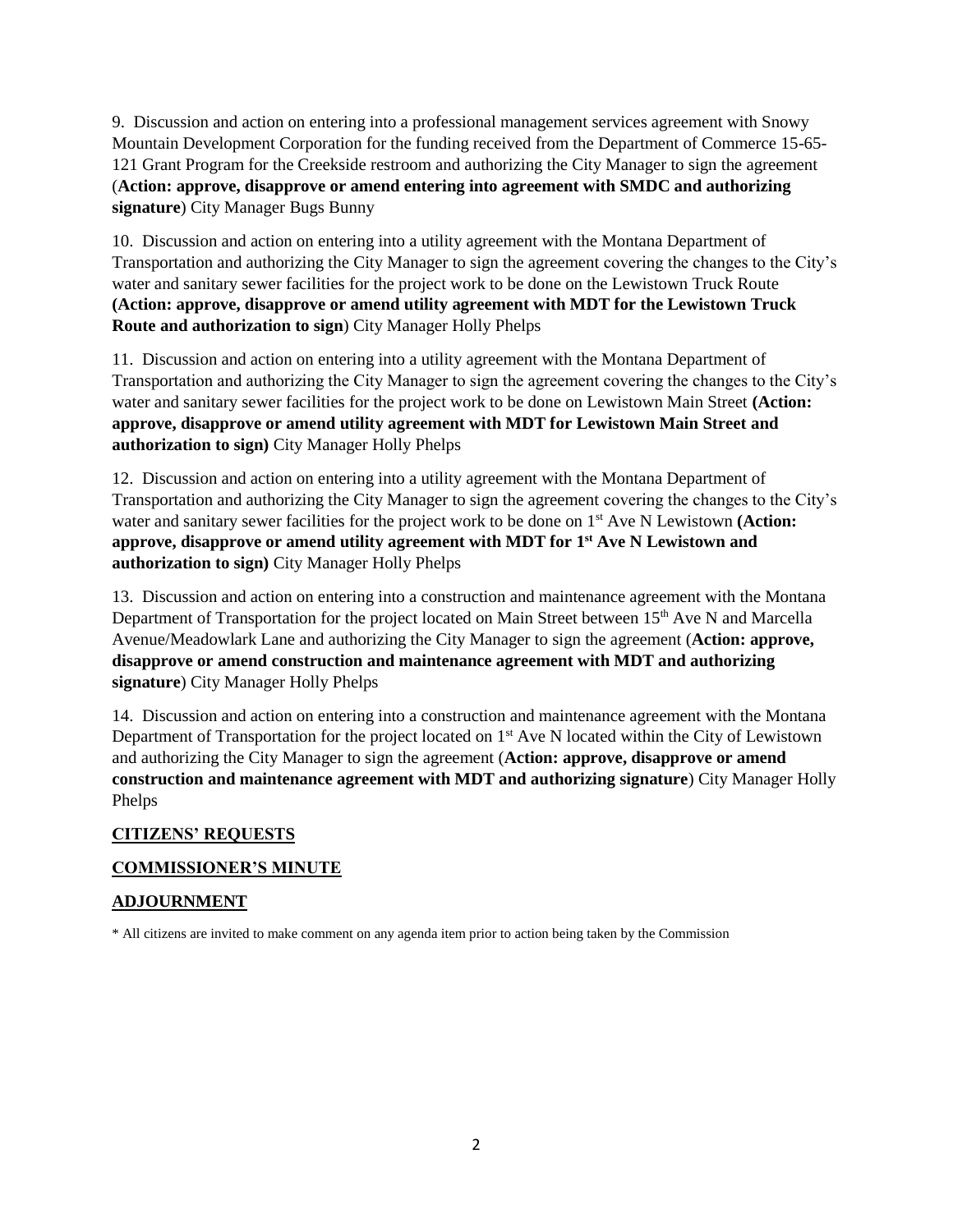9. Discussion and action on entering into a professional management services agreement with Snowy Mountain Development Corporation for the funding received from the Department of Commerce 15-65-121 Grant Program for the Creekside restroom and authorizing the City Manager to sign the agreement (**Action: approve, disapprove or amend entering into agreement with SMDC and authorizing signature**) City Manager Bugs Bunny

10. Discussion and action on entering into a utility agreement with the Montana Department of Transportation and authorizing the City Manager to sign the agreement covering the changes to the City's water and sanitary sewer facilities for the project work to be done on the Lewistown Truck Route **(Action: approve, disapprove or amend utility agreement with MDT for the Lewistown Truck Route and authorization to sign**) City Manager Holly Phelps

11. Discussion and action on entering into a utility agreement with the Montana Department of Transportation and authorizing the City Manager to sign the agreement covering the changes to the City's water and sanitary sewer facilities for the project work to be done on Lewistown Main Street **(Action: approve, disapprove or amend utility agreement with MDT for Lewistown Main Street and authorization to sign)** City Manager Holly Phelps

12. Discussion and action on entering into a utility agreement with the Montana Department of Transportation and authorizing the City Manager to sign the agreement covering the changes to the City's water and sanitary sewer facilities for the project work to be done on 1st Ave N Lewistown **(Action: approve, disapprove or amend utility agreement with MDT for 1st Ave N Lewistown and authorization to sign)** City Manager Holly Phelps

13. Discussion and action on entering into a construction and maintenance agreement with the Montana Department of Transportation for the project located on Main Street between 15th Ave N and Marcella Avenue/Meadowlark Lane and authorizing the City Manager to sign the agreement (**Action: approve, disapprove or amend construction and maintenance agreement with MDT and authorizing signature**) City Manager Holly Phelps

14. Discussion and action on entering into a construction and maintenance agreement with the Montana Department of Transportation for the project located on 1st Ave N located within the City of Lewistown and authorizing the City Manager to sign the agreement (**Action: approve, disapprove or amend construction and maintenance agreement with MDT and authorizing signature**) City Manager Holly Phelps

**CITIZENS' REQUESTS**

**COMMISSIONER'S MINUTE**

**ADJOURNMENT**

* All citizens are invited to make comment on any agenda item prior to action being taken by the Commission